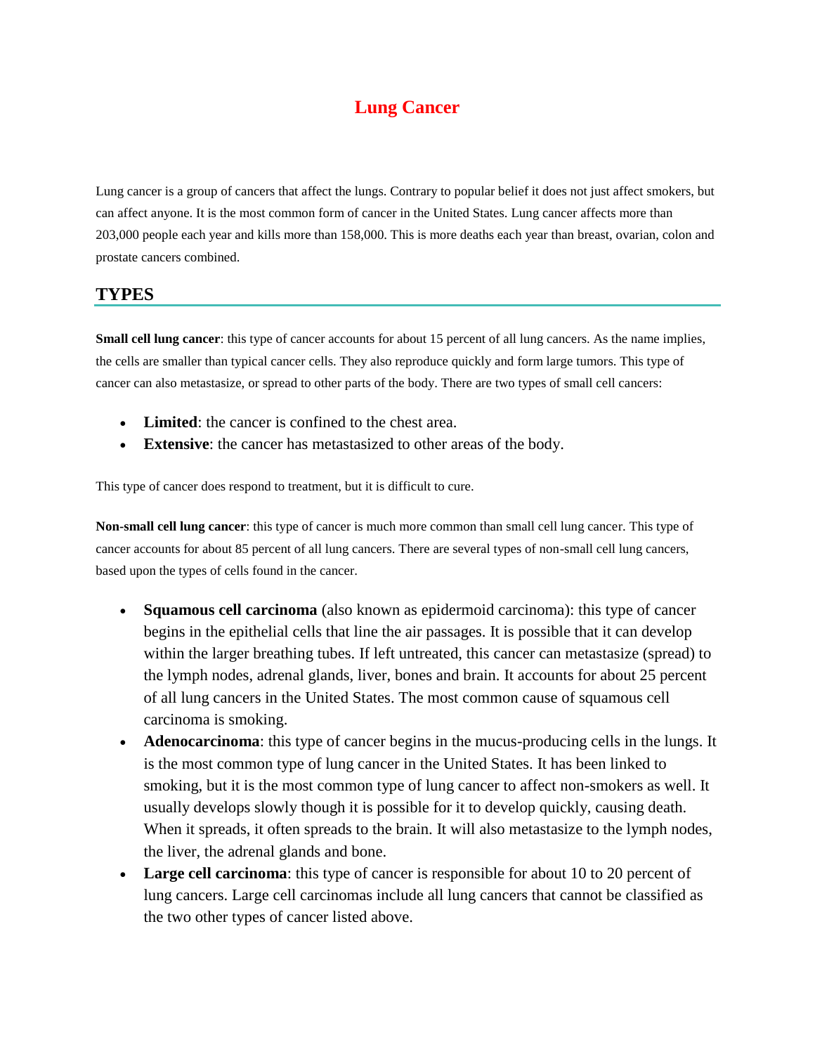# Lung Cancer

Lung cancer is a group of cancers that affect the lungs. Contrary to popular belief it does not just affect smokers, but can affect anyone. It is the most common form of cancer in the United States. Lung cancer affects more than 203,000 people each year and kills more than 158,000. This is more deaths each year than breast, ovarian, colon and prostate cancers combined.

## TYPES

**Small cell lung cancer**: this type of cancer accounts for about 15 percent of all lung cancers. As the name implies, the cells are smaller than typical cancer cells. They also reproduce quickly and form large tumors. This type of cancer can also metastasize, or spread to other parts of the body. There are two types of small cell cancers:

- **Limited**: the cancer is confined to the chest area.
- **Extensive**: the cancer has metastasized to other areas of the body.

This type of cancer does respond to treatment, but it is difficult to cure.

**Non-small cell lung cancer**: this type of cancer is much more common than small cell lung cancer. This type of cancer accounts for about 85 percent of all lung cancers. There are several types of non-small cell lung cancers, based upon the types of cells found in the cancer.

- **Squamous cell carcinoma** (also known as epidermoid carcinoma): this type of cancer begins in the epithelial cells that line the air passages. It is possible that it can develop within the larger breathing tubes. If left untreated, this cancer can metastasize (spread) to the lymph nodes, adrenal glands, liver, bones and brain. It accounts for about 25 percent of all lung cancers in the United States. The most common cause of squamous cell carcinoma is smoking.
- **Adenocarcinoma**: this type of cancer begins in the mucus-producing cells in the lungs. It is the most common type of lung cancer in the United States. It has been linked to smoking, but it is the most common type of lung cancer to affect non-smokers as well. It usually develops slowly though it is possible for it to develop quickly, causing death. When it spreads, it often spreads to the brain. It will also metastasize to the lymph nodes, the liver, the adrenal glands and bone.
- **Large cell carcinoma**: this type of cancer is responsible for about 10 to 20 percent of lung cancers. Large cell carcinomas include all lung cancers that cannot be classified as the two other types of cancer listed above.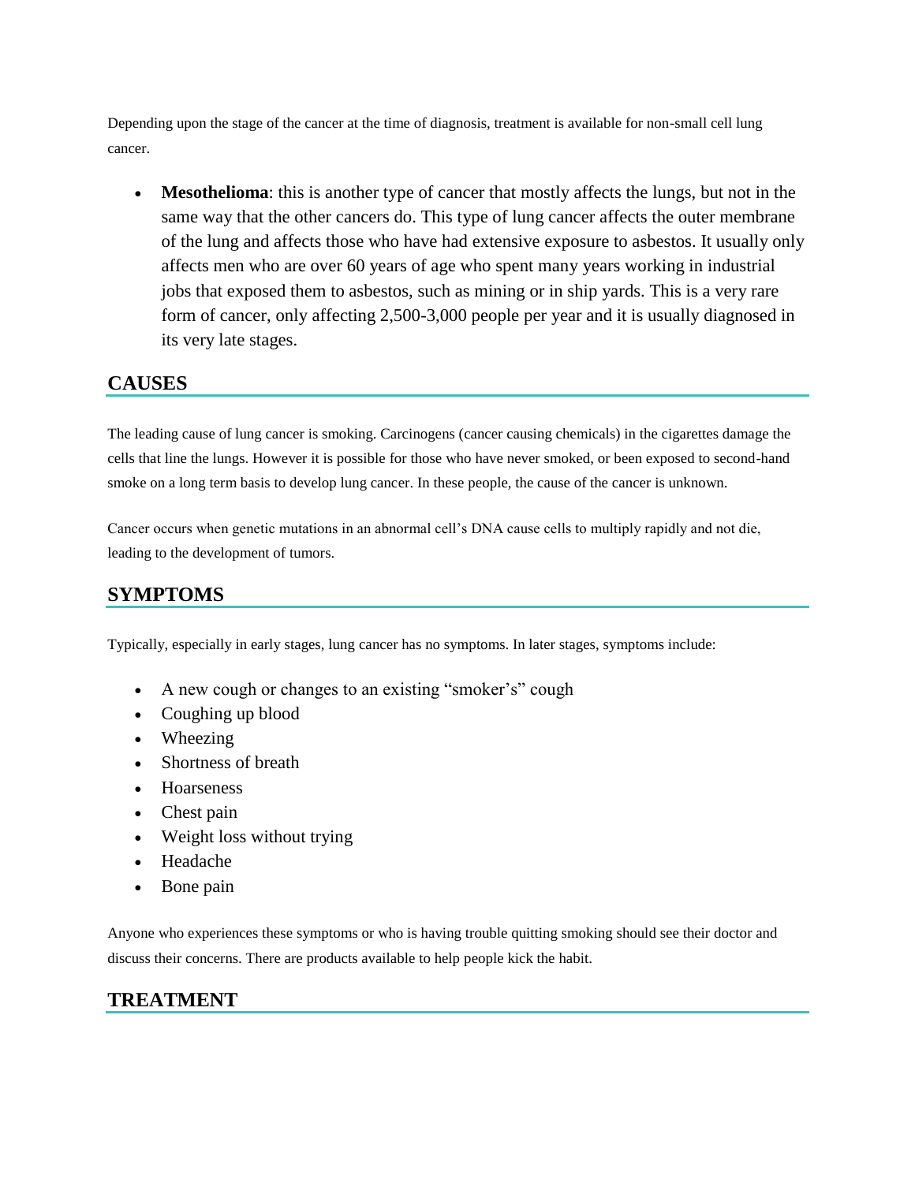Depending upon the stage of the cancer at the time of diagnosis, treatment is available for non-small cell lung cancer.

- **Mesothelioma**: this is another type of cancer that mostly affects the lungs, but not in the same way that the other cancers do. This type of lung cancer affects the outer membrane of the lung and affects those who have had extensive exposure to asbestos. It usually only affects men who are over 60 years of age who spent many years working in industrial jobs that exposed them to asbestos, such as mining or in ship yards. This is a very rare form of cancer, only affecting 2,500-3,000 people per year and it is usually diagnosed in its very late stages.

## CAUSES

The leading cause of lung cancer is smoking. Carcinogens (cancer causing chemicals) in the cigarettes damage the cells that line the lungs. However it is possible for those who have never smoked, or been exposed to second-hand smoke on a long term basis to develop lung cancer. In these people, the cause of the cancer is unknown.

Cancer occurs when genetic mutations in an abnormal cell's DNA cause cells to multiply rapidly and not die, leading to the development of tumors.

## SYMPTOMS

Typically, especially in early stages, lung cancer has no symptoms. In later stages, symptoms include:

- A new cough or changes to an existing "smoker's" cough
- Coughing up blood
- Wheezing
- Shortness of breath
- Hoarseness
- Chest pain
- Weight loss without trying
- Headache
- Bone pain

Anyone who experiences these symptoms or who is having trouble quitting smoking should see their doctor and discuss their concerns. There are products available to help people kick the habit.

## TREATMENT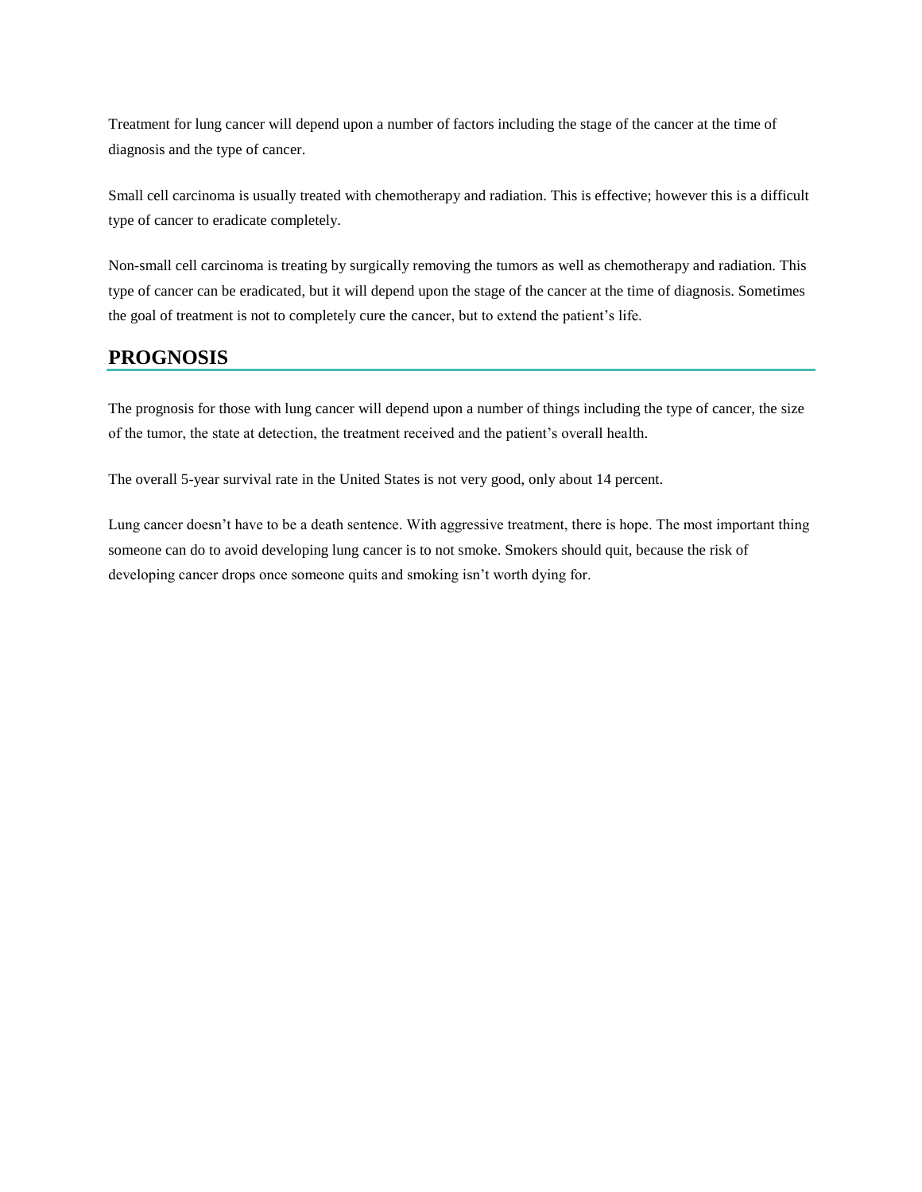Treatment for lung cancer will depend upon a number of factors including the stage of the cancer at the time of diagnosis and the type of cancer.

Small cell carcinoma is usually treated with chemotherapy and radiation. This is effective; however this is a difficult type of cancer to eradicate completely.

Non-small cell carcinoma is treating by surgically removing the tumors as well as chemotherapy and radiation. This type of cancer can be eradicated, but it will depend upon the stage of the cancer at the time of diagnosis. Sometimes the goal of treatment is not to completely cure the cancer, but to extend the patient's life.

## PROGNOSIS

The prognosis for those with lung cancer will depend upon a number of things including the type of cancer, the size of the tumor, the state at detection, the treatment received and the patient's overall health.

The overall 5-year survival rate in the United States is not very good, only about 14 percent.

Lung cancer doesn't have to be a death sentence. With aggressive treatment, there is hope. The most important thing someone can do to avoid developing lung cancer is to not smoke. Smokers should quit, because the risk of developing cancer drops once someone quits and smoking isn't worth dying for.